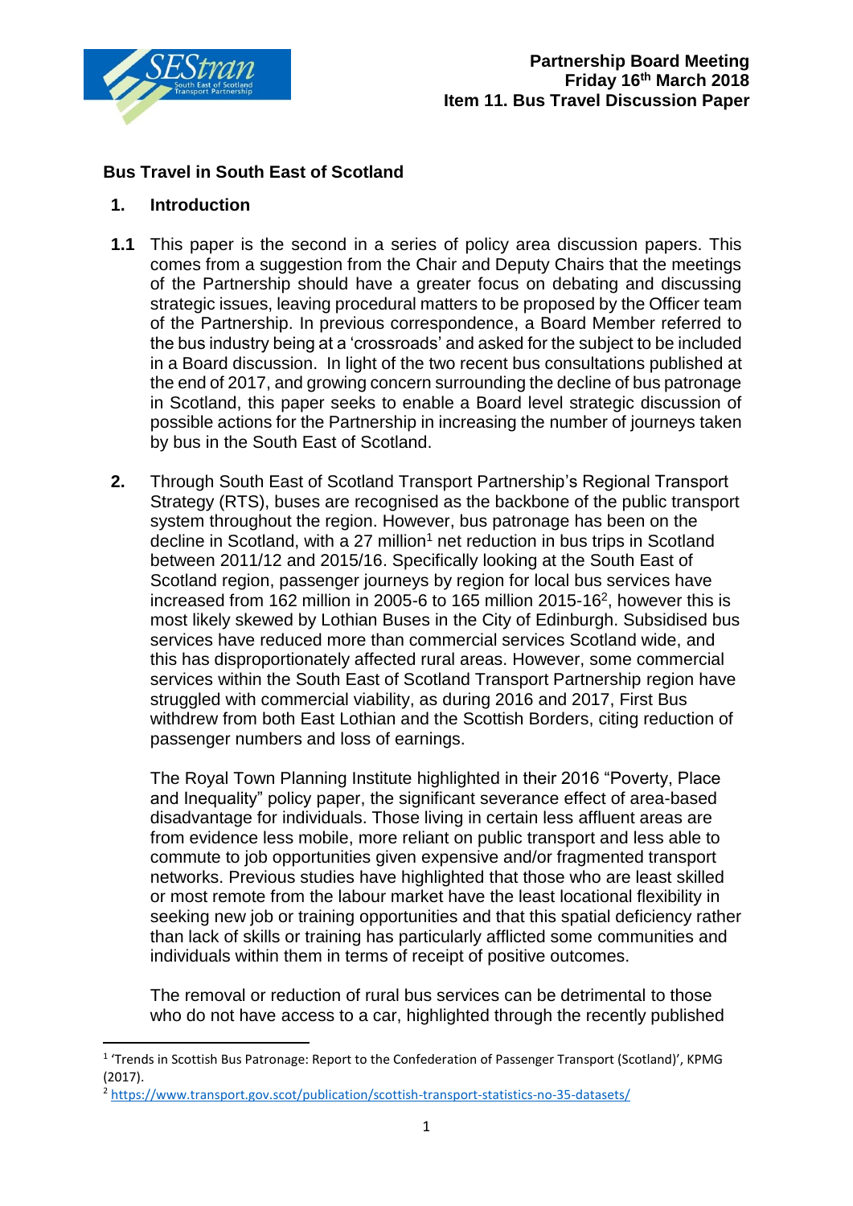**Partnership Board Meeting**
**Friday 16th March 2018**
**Item 11. Bus Travel Discussion Paper**

## Bus Travel in South East of Scotland

### 1. Introduction

**1.1** This paper is the second in a series of policy area discussion papers. This comes from a suggestion from the Chair and Deputy Chairs that the meetings of the Partnership should have a greater focus on debating and discussing strategic issues, leaving procedural matters to be proposed by the Officer team of the Partnership. In previous correspondence, a Board Member referred to the bus industry being at a 'crossroads' and asked for the subject to be included in a Board discussion. In light of the two recent bus consultations published at the end of 2017, and growing concern surrounding the decline of bus patronage in Scotland, this paper seeks to enable a Board level strategic discussion of possible actions for the Partnership in increasing the number of journeys taken by bus in the South East of Scotland.

**2.** Through South East of Scotland Transport Partnership's Regional Transport Strategy (RTS), buses are recognised as the backbone of the public transport system throughout the region. However, bus patronage has been on the decline in Scotland, with a 27 million[1] net reduction in bus trips in Scotland between 2011/12 and 2015/16. Specifically looking at the South East of Scotland region, passenger journeys by region for local bus services have increased from 162 million in 2005-6 to 165 million 2015-16[2], however this is most likely skewed by Lothian Buses in the City of Edinburgh. Subsidised bus services have reduced more than commercial services Scotland wide, and this has disproportionately affected rural areas. However, some commercial services within the South East of Scotland Transport Partnership region have struggled with commercial viability, as during 2016 and 2017, First Bus withdrew from both East Lothian and the Scottish Borders, citing reduction of passenger numbers and loss of earnings.

The Royal Town Planning Institute highlighted in their 2016 "Poverty, Place and Inequality" policy paper, the significant severance effect of area-based disadvantage for individuals. Those living in certain less affluent areas are from evidence less mobile, more reliant on public transport and less able to commute to job opportunities given expensive and/or fragmented transport networks. Previous studies have highlighted that those who are least skilled or most remote from the labour market have the least locational flexibility in seeking new job or training opportunities and that this spatial deficiency rather than lack of skills or training has particularly afflicted some communities and individuals within them in terms of receipt of positive outcomes.

The removal or reduction of rural bus services can be detrimental to those who do not have access to a car, highlighted through the recently published

---

[1] 'Trends in Scottish Bus Patronage: Report to the Confederation of Passenger Transport (Scotland)', KPMG (2017).

[2] https://www.transport.gov.scot/publication/scottish-transport-statistics-no-35-datasets/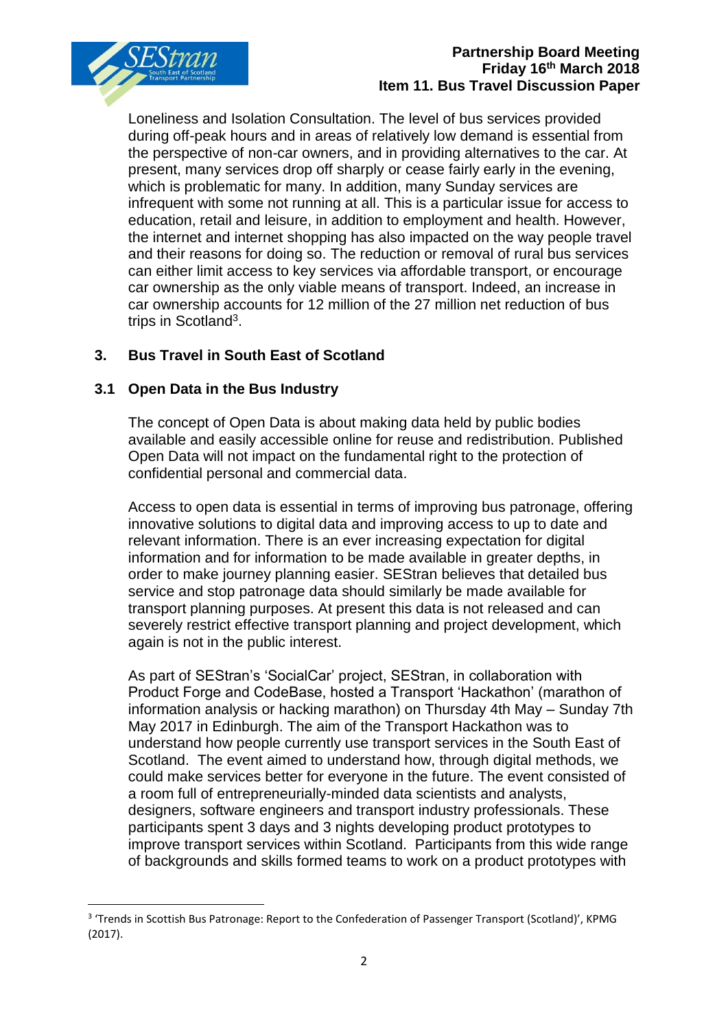Loneliness and Isolation Consultation. The level of bus services provided during off-peak hours and in areas of relatively low demand is essential from the perspective of non-car owners, and in providing alternatives to the car. At present, many services drop off sharply or cease fairly early in the evening, which is problematic for many. In addition, many Sunday services are infrequent with some not running at all. This is a particular issue for access to education, retail and leisure, in addition to employment and health. However, the internet and internet shopping has also impacted on the way people travel and their reasons for doing so. The reduction or removal of rural bus services can either limit access to key services via affordable transport, or encourage car ownership as the only viable means of transport. Indeed, an increase in car ownership accounts for 12 million of the 27 million net reduction of bus trips in Scotland[3].

## 3. Bus Travel in South East of Scotland

### 3.1 Open Data in the Bus Industry

The concept of Open Data is about making data held by public bodies available and easily accessible online for reuse and redistribution. Published Open Data will not impact on the fundamental right to the protection of confidential personal and commercial data.

Access to open data is essential in terms of improving bus patronage, offering innovative solutions to digital data and improving access to up to date and relevant information. There is an ever increasing expectation for digital information and for information to be made available in greater depths, in order to make journey planning easier. SEStran believes that detailed bus service and stop patronage data should similarly be made available for transport planning purposes. At present this data is not released and can severely restrict effective transport planning and project development, which again is not in the public interest.

As part of SEStran's 'SocialCar' project, SEStran, in collaboration with Product Forge and CodeBase, hosted a Transport 'Hackathon' (marathon of information analysis or hacking marathon) on Thursday 4th May – Sunday 7th May 2017 in Edinburgh. The aim of the Transport Hackathon was to understand how people currently use transport services in the South East of Scotland. The event aimed to understand how, through digital methods, we could make services better for everyone in the future. The event consisted of a room full of entrepreneurially-minded data scientists and analysts, designers, software engineers and transport industry professionals. These participants spent 3 days and 3 nights developing product prototypes to improve transport services within Scotland. Participants from this wide range of backgrounds and skills formed teams to work on a product prototypes with

[3] 'Trends in Scottish Bus Patronage: Report to the Confederation of Passenger Transport (Scotland)', KPMG (2017).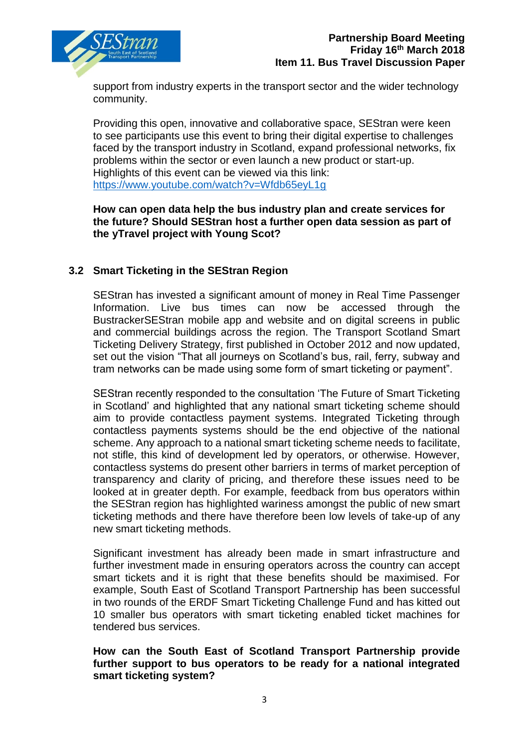support from industry experts in the transport sector and the wider technology community.

Providing this open, innovative and collaborative space, SEStran were keen to see participants use this event to bring their digital expertise to challenges faced by the transport industry in Scotland, expand professional networks, fix problems within the sector or even launch a new product or start-up. Highlights of this event can be viewed via this link: https://www.youtube.com/watch?v=Wfdb65eyL1g

**How can open data help the bus industry plan and create services for the future? Should SEStran host a further open data session as part of the yTravel project with Young Scot?**

## 3.2 Smart Ticketing in the SEStran Region

SEStran has invested a significant amount of money in Real Time Passenger Information. Live bus times can now be accessed through the BustrackerSEStran mobile app and website and on digital screens in public and commercial buildings across the region. The Transport Scotland Smart Ticketing Delivery Strategy, first published in October 2012 and now updated, set out the vision "That all journeys on Scotland's bus, rail, ferry, subway and tram networks can be made using some form of smart ticketing or payment".

SEStran recently responded to the consultation 'The Future of Smart Ticketing in Scotland' and highlighted that any national smart ticketing scheme should aim to provide contactless payment systems. Integrated Ticketing through contactless payments systems should be the end objective of the national scheme. Any approach to a national smart ticketing scheme needs to facilitate, not stifle, this kind of development led by operators, or otherwise. However, contactless systems do present other barriers in terms of market perception of transparency and clarity of pricing, and therefore these issues need to be looked at in greater depth. For example, feedback from bus operators within the SEStran region has highlighted wariness amongst the public of new smart ticketing methods and there have therefore been low levels of take-up of any new smart ticketing methods.

Significant investment has already been made in smart infrastructure and further investment made in ensuring operators across the country can accept smart tickets and it is right that these benefits should be maximised. For example, South East of Scotland Transport Partnership has been successful in two rounds of the ERDF Smart Ticketing Challenge Fund and has kitted out 10 smaller bus operators with smart ticketing enabled ticket machines for tendered bus services.

**How can the South East of Scotland Transport Partnership provide further support to bus operators to be ready for a national integrated smart ticketing system?**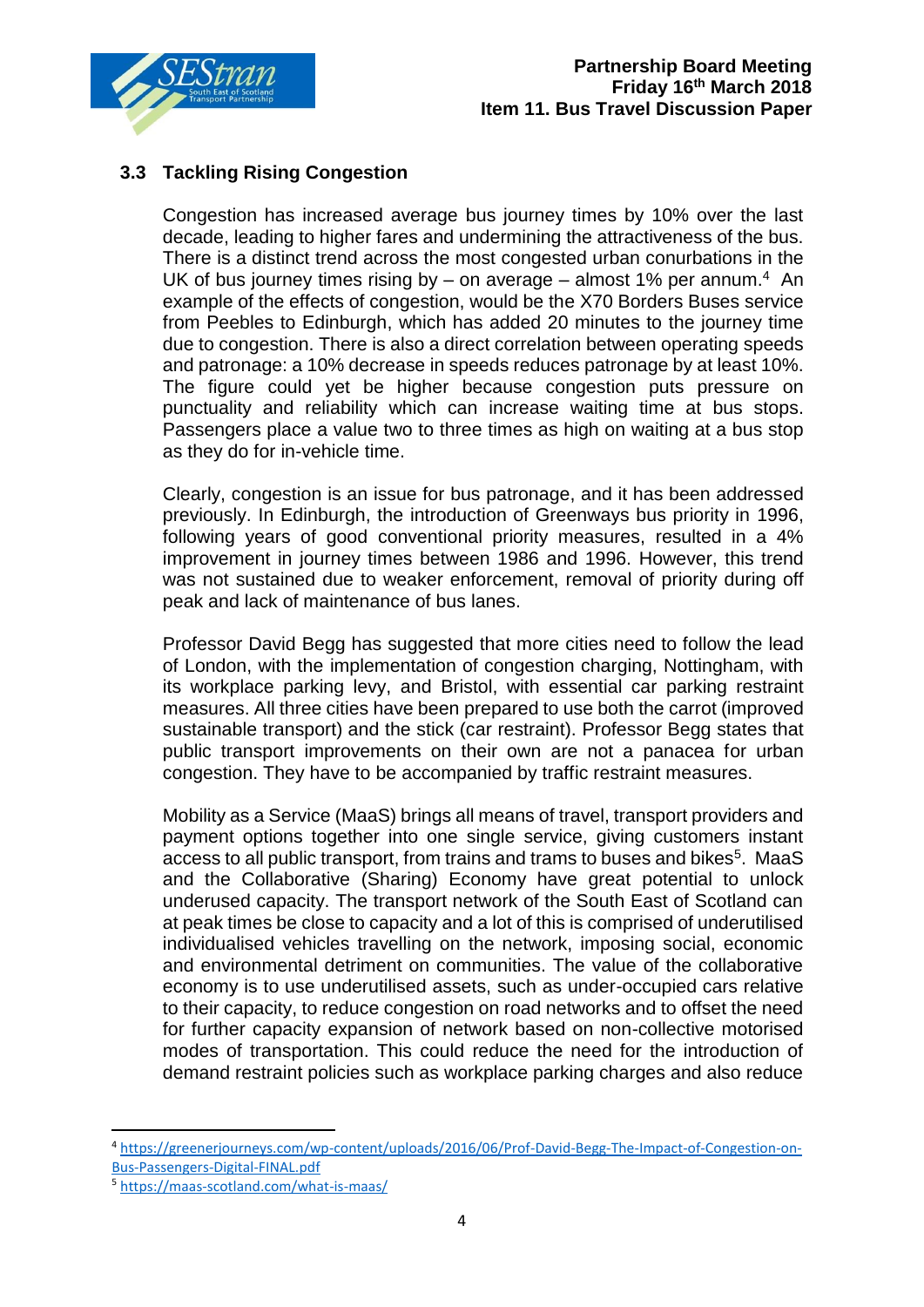### 3.3 Tackling Rising Congestion

Congestion has increased average bus journey times by 10% over the last decade, leading to higher fares and undermining the attractiveness of the bus. There is a distinct trend across the most congested urban conurbations in the UK of bus journey times rising by – on average – almost 1% per annum.[4] An example of the effects of congestion, would be the X70 Borders Buses service from Peebles to Edinburgh, which has added 20 minutes to the journey time due to congestion. There is also a direct correlation between operating speeds and patronage: a 10% decrease in speeds reduces patronage by at least 10%. The figure could yet be higher because congestion puts pressure on punctuality and reliability which can increase waiting time at bus stops. Passengers place a value two to three times as high on waiting at a bus stop as they do for in-vehicle time.

Clearly, congestion is an issue for bus patronage, and it has been addressed previously. In Edinburgh, the introduction of Greenways bus priority in 1996, following years of good conventional priority measures, resulted in a 4% improvement in journey times between 1986 and 1996. However, this trend was not sustained due to weaker enforcement, removal of priority during off peak and lack of maintenance of bus lanes.

Professor David Begg has suggested that more cities need to follow the lead of London, with the implementation of congestion charging, Nottingham, with its workplace parking levy, and Bristol, with essential car parking restraint measures. All three cities have been prepared to use both the carrot (improved sustainable transport) and the stick (car restraint). Professor Begg states that public transport improvements on their own are not a panacea for urban congestion. They have to be accompanied by traffic restraint measures.

Mobility as a Service (MaaS) brings all means of travel, transport providers and payment options together into one single service, giving customers instant access to all public transport, from trains and trams to buses and bikes[5]. MaaS and the Collaborative (Sharing) Economy have great potential to unlock underused capacity. The transport network of the South East of Scotland can at peak times be close to capacity and a lot of this is comprised of underutilised individualised vehicles travelling on the network, imposing social, economic and environmental detriment on communities. The value of the collaborative economy is to use underutilised assets, such as under-occupied cars relative to their capacity, to reduce congestion on road networks and to offset the need for further capacity expansion of network based on non-collective motorised modes of transportation. This could reduce the need for the introduction of demand restraint policies such as workplace parking charges and also reduce

---

[4] https://greenerjourneys.com/wp-content/uploads/2016/06/Prof-David-Begg-The-Impact-of-Congestion-on-Bus-Passengers-Digital-FINAL.pdf

[5] https://maas-scotland.com/what-is-maas/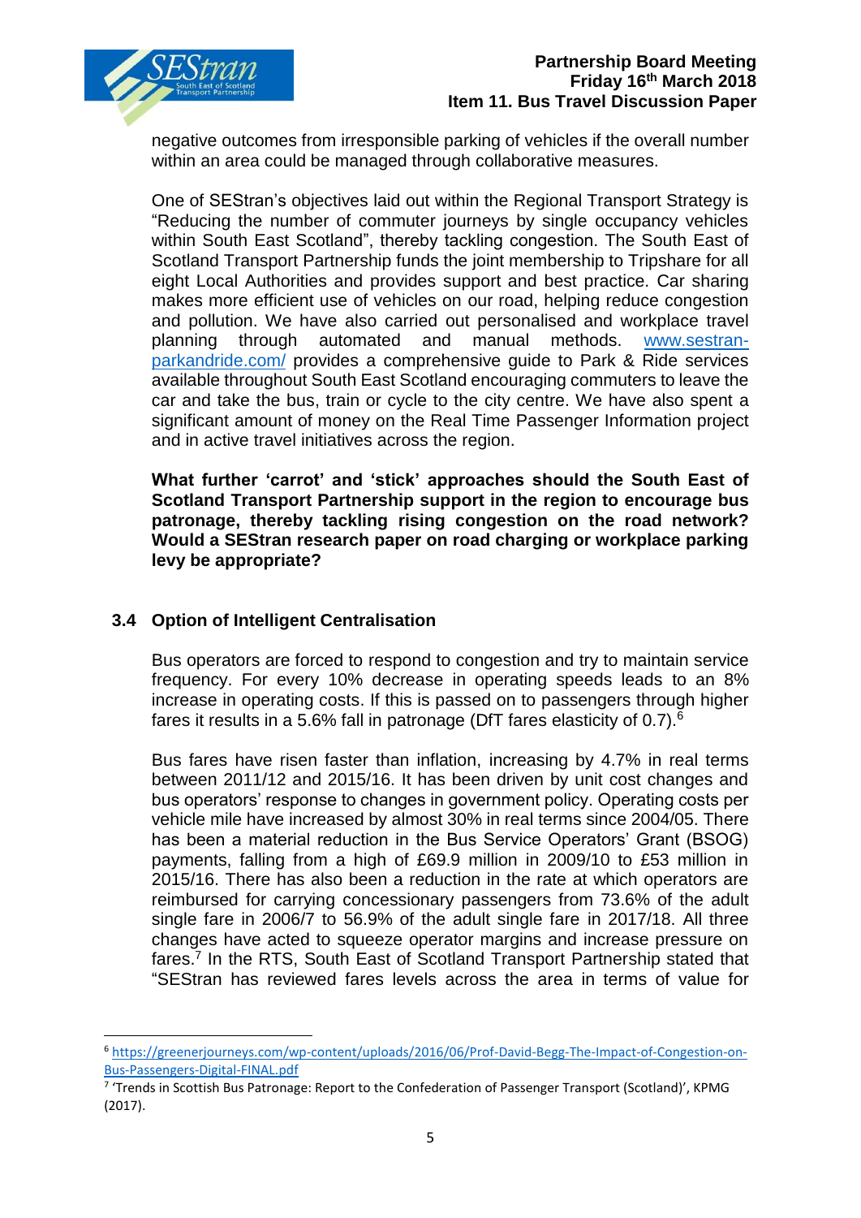negative outcomes from irresponsible parking of vehicles if the overall number within an area could be managed through collaborative measures.

One of SEStran's objectives laid out within the Regional Transport Strategy is "Reducing the number of commuter journeys by single occupancy vehicles within South East Scotland", thereby tackling congestion. The South East of Scotland Transport Partnership funds the joint membership to Tripshare for all eight Local Authorities and provides support and best practice. Car sharing makes more efficient use of vehicles on our road, helping reduce congestion and pollution. We have also carried out personalised and workplace travel planning through automated and manual methods. [www.sestran-parkandride.com/](www.sestran-parkandride.com/) provides a comprehensive guide to Park & Ride services available throughout South East Scotland encouraging commuters to leave the car and take the bus, train or cycle to the city centre. We have also spent a significant amount of money on the Real Time Passenger Information project and in active travel initiatives across the region.

**What further 'carrot' and 'stick' approaches should the South East of Scotland Transport Partnership support in the region to encourage bus patronage, thereby tackling rising congestion on the road network? Would a SEStran research paper on road charging or workplace parking levy be appropriate?**

## 3.4 Option of Intelligent Centralisation

Bus operators are forced to respond to congestion and try to maintain service frequency. For every 10% decrease in operating speeds leads to an 8% increase in operating costs. If this is passed on to passengers through higher fares it results in a 5.6% fall in patronage (DfT fares elasticity of 0.7).[6]

Bus fares have risen faster than inflation, increasing by 4.7% in real terms between 2011/12 and 2015/16. It has been driven by unit cost changes and bus operators' response to changes in government policy. Operating costs per vehicle mile have increased by almost 30% in real terms since 2004/05. There has been a material reduction in the Bus Service Operators' Grant (BSOG) payments, falling from a high of £69.9 million in 2009/10 to £53 million in 2015/16. There has also been a reduction in the rate at which operators are reimbursed for carrying concessionary passengers from 73.6% of the adult single fare in 2006/7 to 56.9% of the adult single fare in 2017/18. All three changes have acted to squeeze operator margins and increase pressure on fares.[7] In the RTS, South East of Scotland Transport Partnership stated that "SEStran has reviewed fares levels across the area in terms of value for

---

[6] https://greenerjourneys.com/wp-content/uploads/2016/06/Prof-David-Begg-The-Impact-of-Congestion-on-Bus-Passengers-Digital-FINAL.pdf

[7] 'Trends in Scottish Bus Patronage: Report to the Confederation of Passenger Transport (Scotland)', KPMG (2017).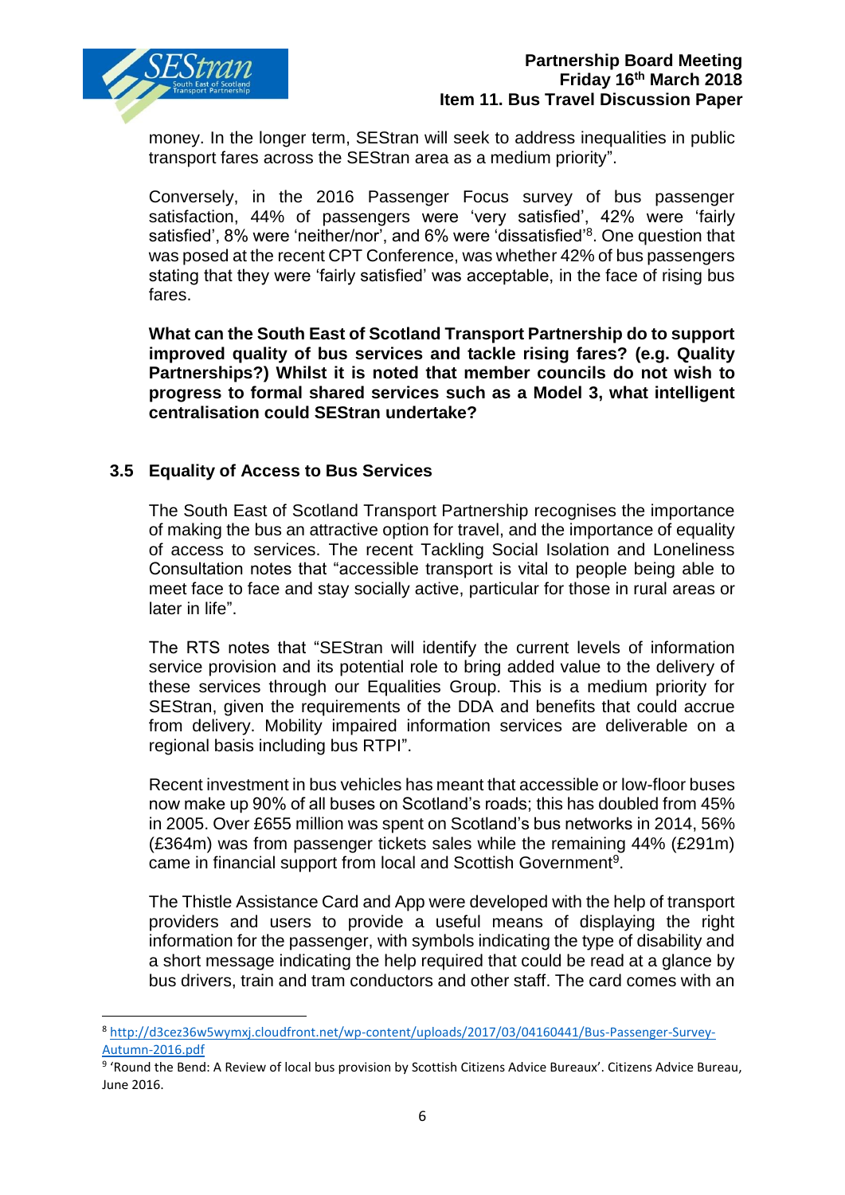money. In the longer term, SEStran will seek to address inequalities in public transport fares across the SEStran area as a medium priority".

Conversely, in the 2016 Passenger Focus survey of bus passenger satisfaction, 44% of passengers were 'very satisfied', 42% were 'fairly satisfied', 8% were 'neither/nor', and 6% were 'dissatisfied'[8]. One question that was posed at the recent CPT Conference, was whether 42% of bus passengers stating that they were 'fairly satisfied' was acceptable, in the face of rising bus fares.

**What can the South East of Scotland Transport Partnership do to support improved quality of bus services and tackle rising fares? (e.g. Quality Partnerships?) Whilst it is noted that member councils do not wish to progress to formal shared services such as a Model 3, what intelligent centralisation could SEStran undertake?**

### 3.5 Equality of Access to Bus Services

The South East of Scotland Transport Partnership recognises the importance of making the bus an attractive option for travel, and the importance of equality of access to services. The recent Tackling Social Isolation and Loneliness Consultation notes that "accessible transport is vital to people being able to meet face to face and stay socially active, particular for those in rural areas or later in life".

The RTS notes that "SEStran will identify the current levels of information service provision and its potential role to bring added value to the delivery of these services through our Equalities Group. This is a medium priority for SEStran, given the requirements of the DDA and benefits that could accrue from delivery. Mobility impaired information services are deliverable on a regional basis including bus RTPI".

Recent investment in bus vehicles has meant that accessible or low-floor buses now make up 90% of all buses on Scotland's roads; this has doubled from 45% in 2005. Over £655 million was spent on Scotland's bus networks in 2014, 56% (£364m) was from passenger tickets sales while the remaining 44% (£291m) came in financial support from local and Scottish Government[9].

The Thistle Assistance Card and App were developed with the help of transport providers and users to provide a useful means of displaying the right information for the passenger, with symbols indicating the type of disability and a short message indicating the help required that could be read at a glance by bus drivers, train and tram conductors and other staff. The card comes with an

---

[8] http://d3cez36w5wymxj.cloudfront.net/wp-content/uploads/2017/03/04160441/Bus-Passenger-Survey-Autumn-2016.pdf

[9] 'Round the Bend: A Review of local bus provision by Scottish Citizens Advice Bureaux'. Citizens Advice Bureau, June 2016.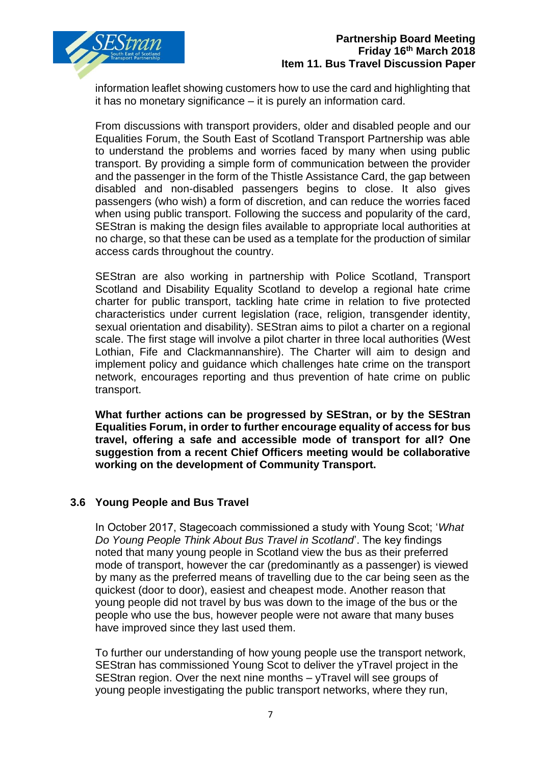information leaflet showing customers how to use the card and highlighting that it has no monetary significance – it is purely an information card.

From discussions with transport providers, older and disabled people and our Equalities Forum, the South East of Scotland Transport Partnership was able to understand the problems and worries faced by many when using public transport. By providing a simple form of communication between the provider and the passenger in the form of the Thistle Assistance Card, the gap between disabled and non-disabled passengers begins to close. It also gives passengers (who wish) a form of discretion, and can reduce the worries faced when using public transport. Following the success and popularity of the card, SEStran is making the design files available to appropriate local authorities at no charge, so that these can be used as a template for the production of similar access cards throughout the country.

SEStran are also working in partnership with Police Scotland, Transport Scotland and Disability Equality Scotland to develop a regional hate crime charter for public transport, tackling hate crime in relation to five protected characteristics under current legislation (race, religion, transgender identity, sexual orientation and disability). SEStran aims to pilot a charter on a regional scale. The first stage will involve a pilot charter in three local authorities (West Lothian, Fife and Clackmannanshire). The Charter will aim to design and implement policy and guidance which challenges hate crime on the transport network, encourages reporting and thus prevention of hate crime on public transport.

**What further actions can be progressed by SEStran, or by the SEStran Equalities Forum, in order to further encourage equality of access for bus travel, offering a safe and accessible mode of transport for all? One suggestion from a recent Chief Officers meeting would be collaborative working on the development of Community Transport.**

### 3.6 Young People and Bus Travel

In October 2017, Stagecoach commissioned a study with Young Scot; '*What Do Young People Think About Bus Travel in Scotland*'. The key findings noted that many young people in Scotland view the bus as their preferred mode of transport, however the car (predominantly as a passenger) is viewed by many as the preferred means of travelling due to the car being seen as the quickest (door to door), easiest and cheapest mode. Another reason that young people did not travel by bus was down to the image of the bus or the people who use the bus, however people were not aware that many buses have improved since they last used them.

To further our understanding of how young people use the transport network, SEStran has commissioned Young Scot to deliver the yTravel project in the SEStran region. Over the next nine months – yTravel will see groups of young people investigating the public transport networks, where they run,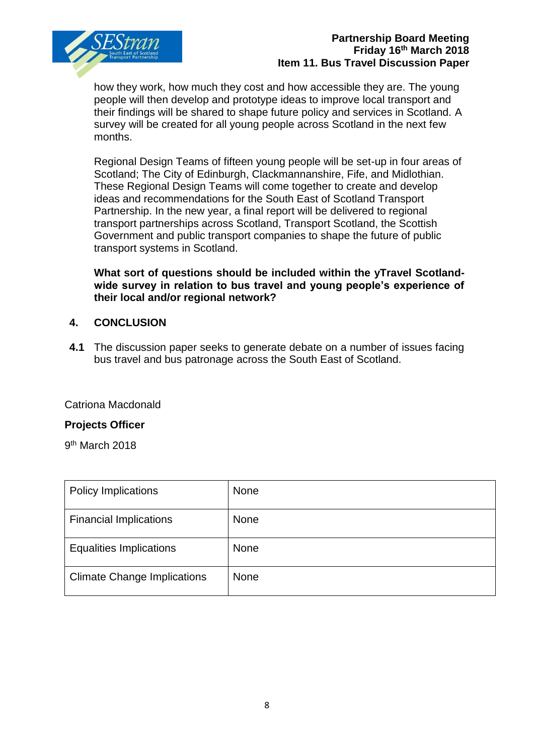how they work, how much they cost and how accessible they are. The young people will then develop and prototype ideas to improve local transport and their findings will be shared to shape future policy and services in Scotland. A survey will be created for all young people across Scotland in the next few months.

Regional Design Teams of fifteen young people will be set-up in four areas of Scotland; The City of Edinburgh, Clackmannanshire, Fife, and Midlothian. These Regional Design Teams will come together to create and develop ideas and recommendations for the South East of Scotland Transport Partnership. In the new year, a final report will be delivered to regional transport partnerships across Scotland, Transport Scotland, the Scottish Government and public transport companies to shape the future of public transport systems in Scotland.

**What sort of questions should be included within the yTravel Scotland-wide survey in relation to bus travel and young people's experience of their local and/or regional network?**

## 4. CONCLUSION

**4.1** The discussion paper seeks to generate debate on a number of issues facing bus travel and bus patronage across the South East of Scotland.

Catriona Macdonald

**Projects Officer**

9th March 2018

| | |
|---|---|
| Policy Implications | None |
| Financial Implications | None |
| Equalities Implications | None |
| Climate Change Implications | None |